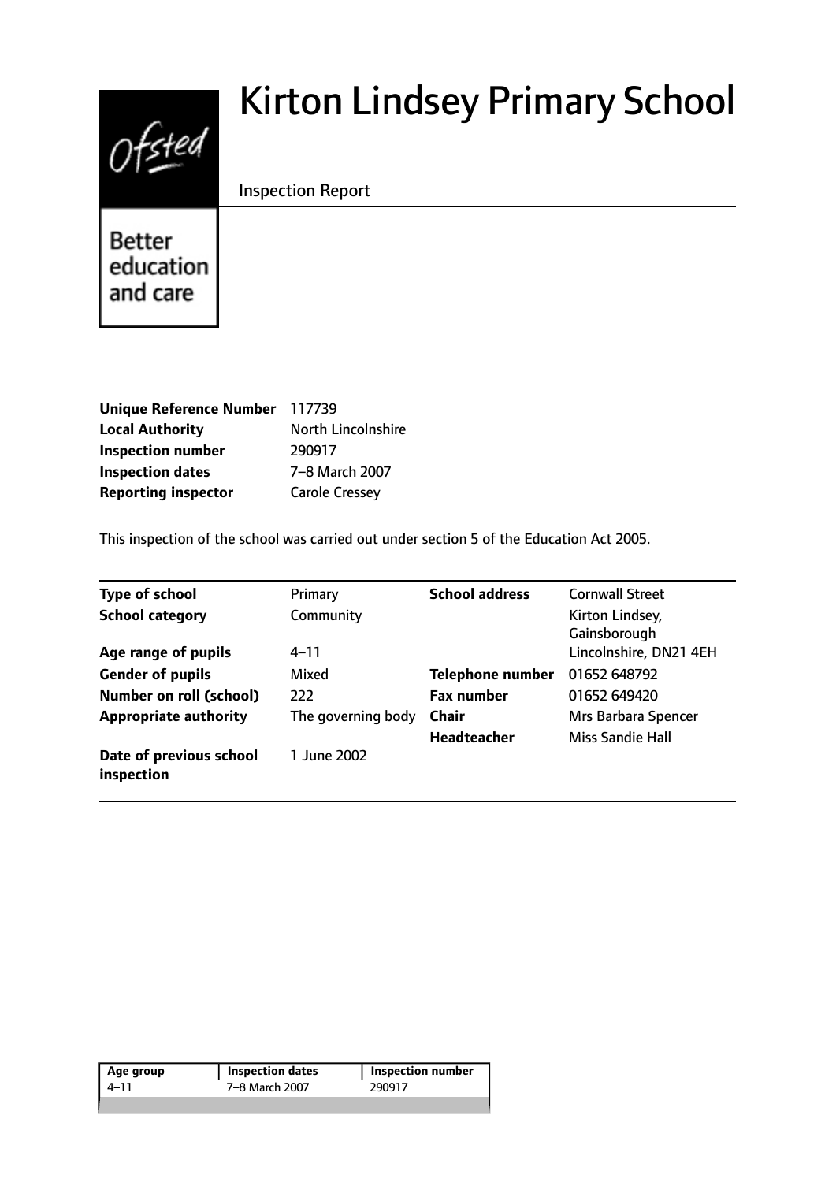# Kirton Lindsey Primary School

Inspection Report

Better education and care

| | |
|---|---|
| **Unique Reference Number** | 117739 |
| **Local Authority** | North Lincolnshire |
| **Inspection number** | 290917 |
| **Inspection dates** | 7–8 March 2007 |
| **Reporting inspector** | Carole Cressey |

This inspection of the school was carried out under section 5 of the Education Act 2005.

| | | | |
|---|---|---|---|
| **Type of school** | Primary | **School address** | Cornwall Street |
| **School category** | Community | | Kirton Lindsey, Gainsborough |
| **Age range of pupils** | 4–11 | | Lincolnshire, DN21 4EH |
| **Gender of pupils** | Mixed | **Telephone number** | 01652 648792 |
| **Number on roll (school)** | 222 | **Fax number** | 01652 649420 |
| **Appropriate authority** | The governing body | **Chair** | Mrs Barbara Spencer |
| | | **Headteacher** | Miss Sandie Hall |
| **Date of previous school inspection** | 1 June 2002 | | |

| Age group | Inspection dates | Inspection number |
|---|---|---|
| 4–11 | 7–8 March 2007 | 290917 |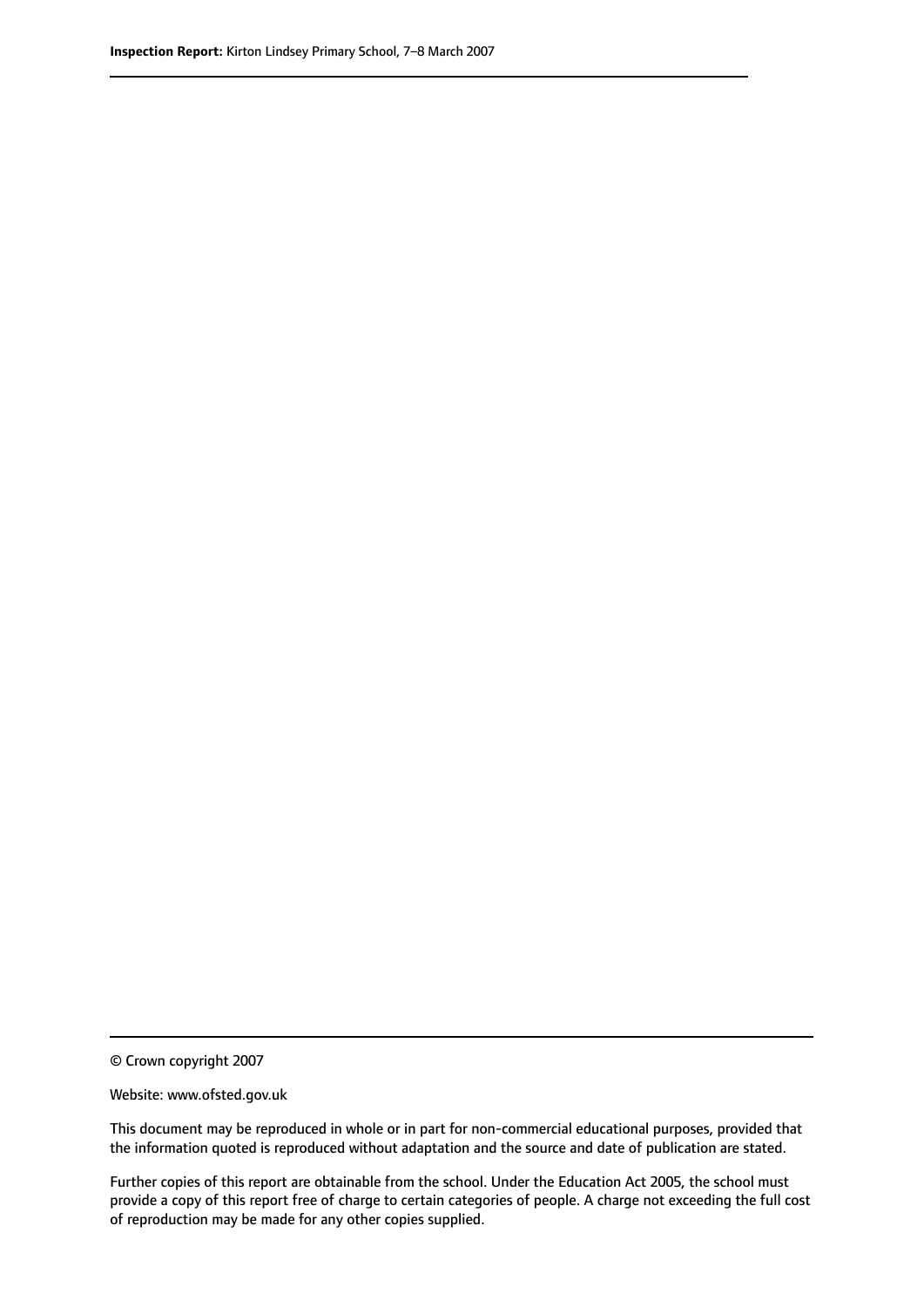© Crown copyright 2007

Website: www.ofsted.gov.uk

This document may be reproduced in whole or in part for non-commercial educational purposes, provided that the information quoted is reproduced without adaptation and the source and date of publication are stated.

Further copies of this report are obtainable from the school. Under the Education Act 2005, the school must provide a copy of this report free of charge to certain categories of people. A charge not exceeding the full cost of reproduction may be made for any other copies supplied.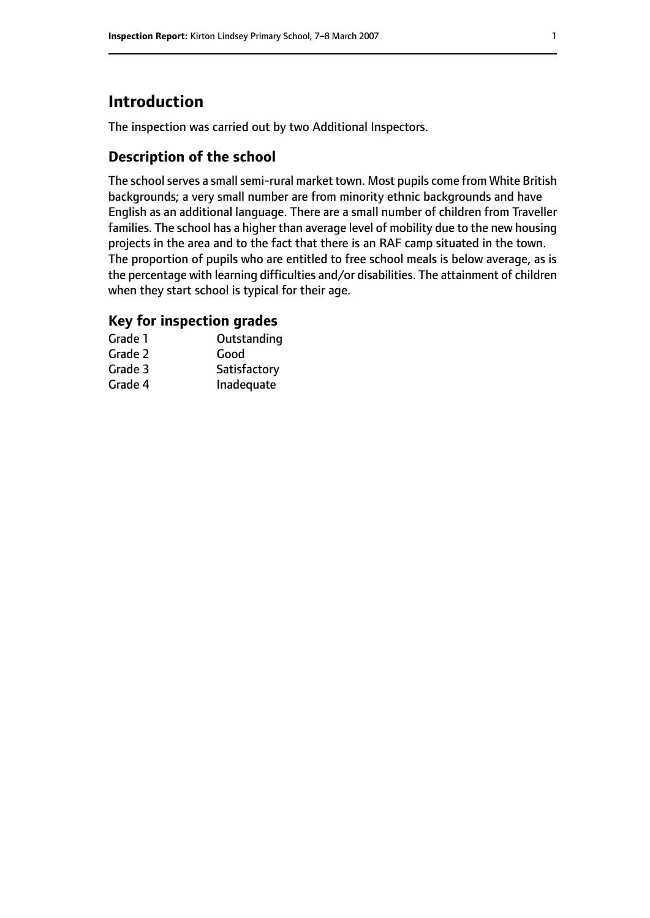# Introduction

The inspection was carried out by two Additional Inspectors.

## Description of the school

The school serves a small semi-rural market town. Most pupils come from White British backgrounds; a very small number are from minority ethnic backgrounds and have English as an additional language. There are a small number of children from Traveller families. The school has a higher than average level of mobility due to the new housing projects in the area and to the fact that there is an RAF camp situated in the town. The proportion of pupils who are entitled to free school meals is below average, as is the percentage with learning difficulties and/or disabilities. The attainment of children when they start school is typical for their age.

## Key for inspection grades

| | |
|---|---|
| Grade 1 | Outstanding |
| Grade 2 | Good |
| Grade 3 | Satisfactory |
| Grade 4 | Inadequate |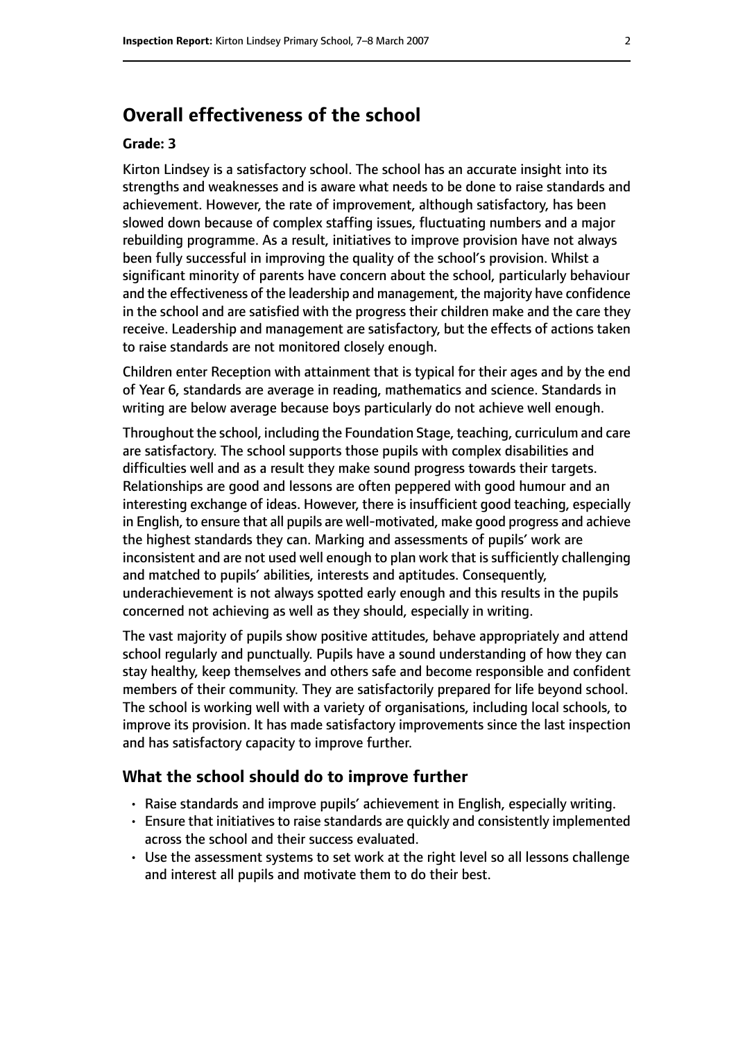## Overall effectiveness of the school

**Grade: 3**

Kirton Lindsey is a satisfactory school. The school has an accurate insight into its strengths and weaknesses and is aware what needs to be done to raise standards and achievement. However, the rate of improvement, although satisfactory, has been slowed down because of complex staffing issues, fluctuating numbers and a major rebuilding programme. As a result, initiatives to improve provision have not always been fully successful in improving the quality of the school's provision. Whilst a significant minority of parents have concern about the school, particularly behaviour and the effectiveness of the leadership and management, the majority have confidence in the school and are satisfied with the progress their children make and the care they receive. Leadership and management are satisfactory, but the effects of actions taken to raise standards are not monitored closely enough.

Children enter Reception with attainment that is typical for their ages and by the end of Year 6, standards are average in reading, mathematics and science. Standards in writing are below average because boys particularly do not achieve well enough.

Throughout the school, including the Foundation Stage, teaching, curriculum and care are satisfactory. The school supports those pupils with complex disabilities and difficulties well and as a result they make sound progress towards their targets. Relationships are good and lessons are often peppered with good humour and an interesting exchange of ideas. However, there is insufficient good teaching, especially in English, to ensure that all pupils are well-motivated, make good progress and achieve the highest standards they can. Marking and assessments of pupils' work are inconsistent and are not used well enough to plan work that is sufficiently challenging and matched to pupils' abilities, interests and aptitudes. Consequently, underachievement is not always spotted early enough and this results in the pupils concerned not achieving as well as they should, especially in writing.

The vast majority of pupils show positive attitudes, behave appropriately and attend school regularly and punctually. Pupils have a sound understanding of how they can stay healthy, keep themselves and others safe and become responsible and confident members of their community. They are satisfactorily prepared for life beyond school. The school is working well with a variety of organisations, including local schools, to improve its provision. It has made satisfactory improvements since the last inspection and has satisfactory capacity to improve further.

### What the school should do to improve further

- Raise standards and improve pupils' achievement in English, especially writing.
- Ensure that initiatives to raise standards are quickly and consistently implemented across the school and their success evaluated.
- Use the assessment systems to set work at the right level so all lessons challenge and interest all pupils and motivate them to do their best.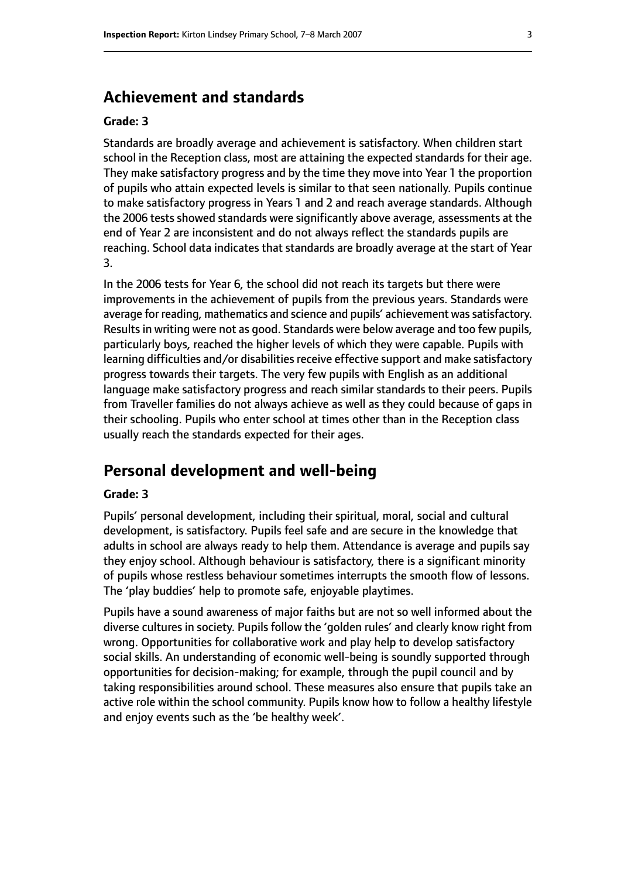## Achievement and standards

**Grade: 3**

Standards are broadly average and achievement is satisfactory. When children start school in the Reception class, most are attaining the expected standards for their age. They make satisfactory progress and by the time they move into Year 1 the proportion of pupils who attain expected levels is similar to that seen nationally. Pupils continue to make satisfactory progress in Years 1 and 2 and reach average standards. Although the 2006 tests showed standards were significantly above average, assessments at the end of Year 2 are inconsistent and do not always reflect the standards pupils are reaching. School data indicates that standards are broadly average at the start of Year 3.

In the 2006 tests for Year 6, the school did not reach its targets but there were improvements in the achievement of pupils from the previous years. Standards were average for reading, mathematics and science and pupils' achievement was satisfactory. Results in writing were not as good. Standards were below average and too few pupils, particularly boys, reached the higher levels of which they were capable. Pupils with learning difficulties and/or disabilities receive effective support and make satisfactory progress towards their targets. The very few pupils with English as an additional language make satisfactory progress and reach similar standards to their peers. Pupils from Traveller families do not always achieve as well as they could because of gaps in their schooling. Pupils who enter school at times other than in the Reception class usually reach the standards expected for their ages.

## Personal development and well-being

**Grade: 3**

Pupils' personal development, including their spiritual, moral, social and cultural development, is satisfactory. Pupils feel safe and are secure in the knowledge that adults in school are always ready to help them. Attendance is average and pupils say they enjoy school. Although behaviour is satisfactory, there is a significant minority of pupils whose restless behaviour sometimes interrupts the smooth flow of lessons. The 'play buddies' help to promote safe, enjoyable playtimes.

Pupils have a sound awareness of major faiths but are not so well informed about the diverse cultures in society. Pupils follow the 'golden rules' and clearly know right from wrong. Opportunities for collaborative work and play help to develop satisfactory social skills. An understanding of economic well-being is soundly supported through opportunities for decision-making; for example, through the pupil council and by taking responsibilities around school. These measures also ensure that pupils take an active role within the school community. Pupils know how to follow a healthy lifestyle and enjoy events such as the 'be healthy week'.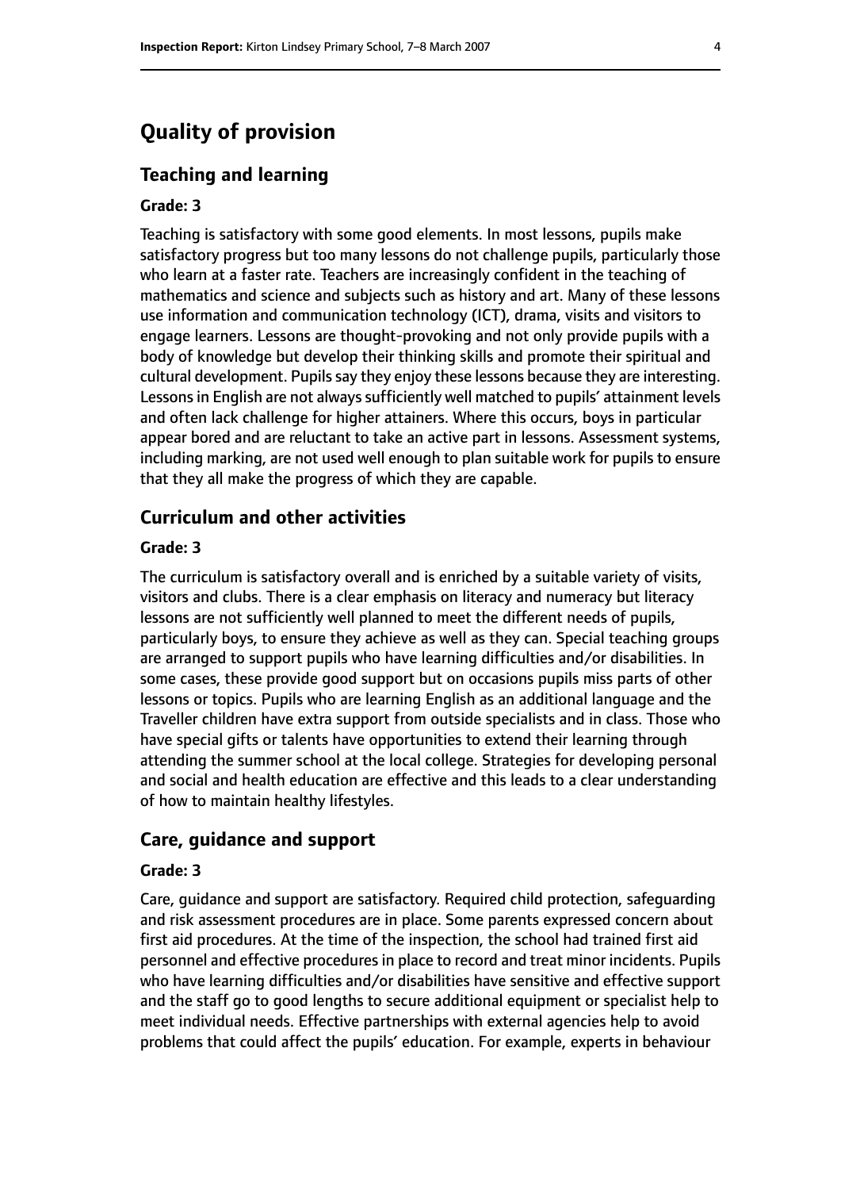## Quality of provision

### Teaching and learning

#### Grade: 3

Teaching is satisfactory with some good elements. In most lessons, pupils make satisfactory progress but too many lessons do not challenge pupils, particularly those who learn at a faster rate. Teachers are increasingly confident in the teaching of mathematics and science and subjects such as history and art. Many of these lessons use information and communication technology (ICT), drama, visits and visitors to engage learners. Lessons are thought-provoking and not only provide pupils with a body of knowledge but develop their thinking skills and promote their spiritual and cultural development. Pupils say they enjoy these lessons because they are interesting. Lessons in English are not always sufficiently well matched to pupils' attainment levels and often lack challenge for higher attainers. Where this occurs, boys in particular appear bored and are reluctant to take an active part in lessons. Assessment systems, including marking, are not used well enough to plan suitable work for pupils to ensure that they all make the progress of which they are capable.

### Curriculum and other activities

#### Grade: 3

The curriculum is satisfactory overall and is enriched by a suitable variety of visits, visitors and clubs. There is a clear emphasis on literacy and numeracy but literacy lessons are not sufficiently well planned to meet the different needs of pupils, particularly boys, to ensure they achieve as well as they can. Special teaching groups are arranged to support pupils who have learning difficulties and/or disabilities. In some cases, these provide good support but on occasions pupils miss parts of other lessons or topics. Pupils who are learning English as an additional language and the Traveller children have extra support from outside specialists and in class. Those who have special gifts or talents have opportunities to extend their learning through attending the summer school at the local college. Strategies for developing personal and social and health education are effective and this leads to a clear understanding of how to maintain healthy lifestyles.

### Care, guidance and support

#### Grade: 3

Care, guidance and support are satisfactory. Required child protection, safeguarding and risk assessment procedures are in place. Some parents expressed concern about first aid procedures. At the time of the inspection, the school had trained first aid personnel and effective procedures in place to record and treat minor incidents. Pupils who have learning difficulties and/or disabilities have sensitive and effective support and the staff go to good lengths to secure additional equipment or specialist help to meet individual needs. Effective partnerships with external agencies help to avoid problems that could affect the pupils' education. For example, experts in behaviour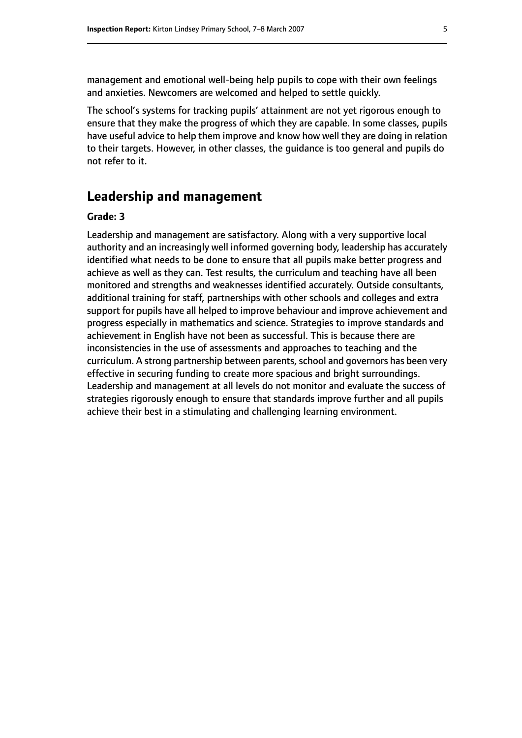management and emotional well-being help pupils to cope with their own feelings and anxieties. Newcomers are welcomed and helped to settle quickly.

The school's systems for tracking pupils' attainment are not yet rigorous enough to ensure that they make the progress of which they are capable. In some classes, pupils have useful advice to help them improve and know how well they are doing in relation to their targets. However, in other classes, the guidance is too general and pupils do not refer to it.

## Leadership and management

**Grade: 3**

Leadership and management are satisfactory. Along with a very supportive local authority and an increasingly well informed governing body, leadership has accurately identified what needs to be done to ensure that all pupils make better progress and achieve as well as they can. Test results, the curriculum and teaching have all been monitored and strengths and weaknesses identified accurately. Outside consultants, additional training for staff, partnerships with other schools and colleges and extra support for pupils have all helped to improve behaviour and improve achievement and progress especially in mathematics and science. Strategies to improve standards and achievement in English have not been as successful. This is because there are inconsistencies in the use of assessments and approaches to teaching and the curriculum. A strong partnership between parents, school and governors has been very effective in securing funding to create more spacious and bright surroundings. Leadership and management at all levels do not monitor and evaluate the success of strategies rigorously enough to ensure that standards improve further and all pupils achieve their best in a stimulating and challenging learning environment.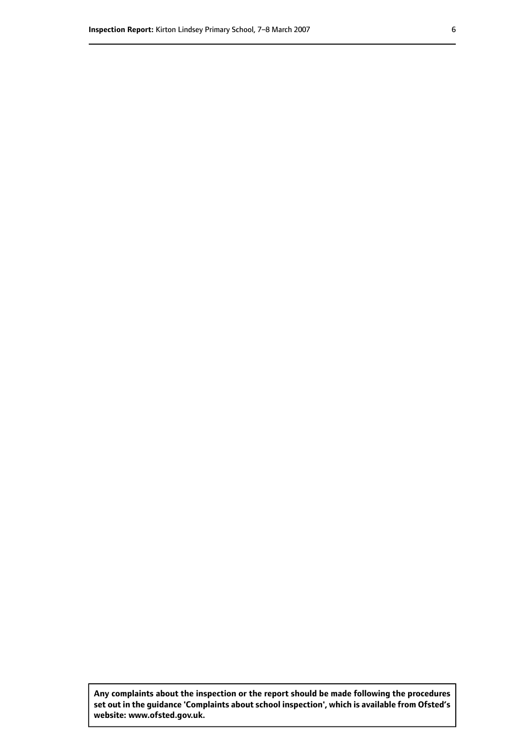**Any complaints about the inspection or the report should be made following the procedures set out in the guidance 'Complaints about school inspection', which is available from Ofsted's website: www.ofsted.gov.uk.**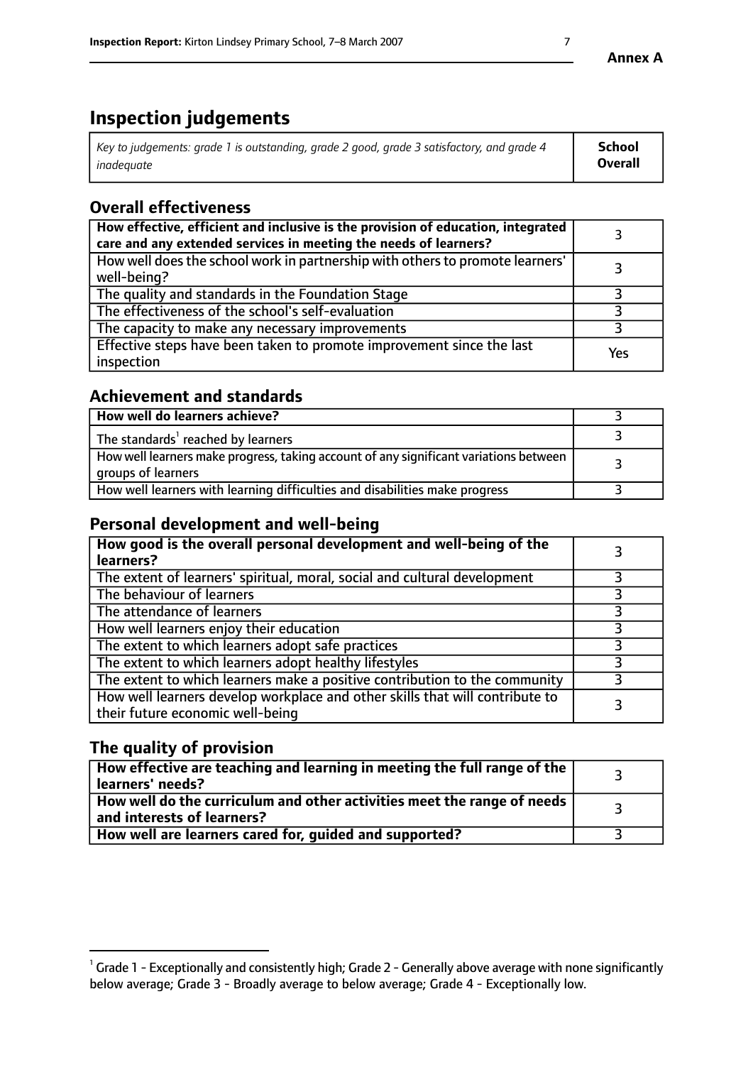# Inspection judgements

| *Key to judgements: grade 1 is outstanding, grade 2 good, grade 3 satisfactory, and grade 4 inadequate* | **School Overall** |
|---|---|

## Overall effectiveness

| | |
|---|---|
| **How effective, efficient and inclusive is the provision of education, integrated care and any extended services in meeting the needs of learners?** | 3 |
| How well does the school work in partnership with others to promote learners' well-being? | 3 |
| The quality and standards in the Foundation Stage | 3 |
| The effectiveness of the school's self-evaluation | 3 |
| The capacity to make any necessary improvements | 3 |
| Effective steps have been taken to promote improvement since the last inspection | Yes |

## Achievement and standards

| | |
|---|---|
| **How well do learners achieve?** | 3 |
| The standards[1] reached by learners | 3 |
| How well learners make progress, taking account of any significant variations between groups of learners | 3 |
| How well learners with learning difficulties and disabilities make progress | 3 |

## Personal development and well-being

| | |
|---|---|
| **How good is the overall personal development and well-being of the learners?** | 3 |
| The extent of learners' spiritual, moral, social and cultural development | 3 |
| The behaviour of learners | 3 |
| The attendance of learners | 3 |
| How well learners enjoy their education | 3 |
| The extent to which learners adopt safe practices | 3 |
| The extent to which learners adopt healthy lifestyles | 3 |
| The extent to which learners make a positive contribution to the community | 3 |
| How well learners develop workplace and other skills that will contribute to their future economic well-being | 3 |

## The quality of provision

| | |
|---|---|
| **How effective are teaching and learning in meeting the full range of the learners' needs?** | 3 |
| **How well do the curriculum and other activities meet the range of needs and interests of learners?** | 3 |
| **How well are learners cared for, guided and supported?** | 3 |

[1] Grade 1 - Exceptionally and consistently high; Grade 2 - Generally above average with none significantly below average; Grade 3 - Broadly average to below average; Grade 4 - Exceptionally low.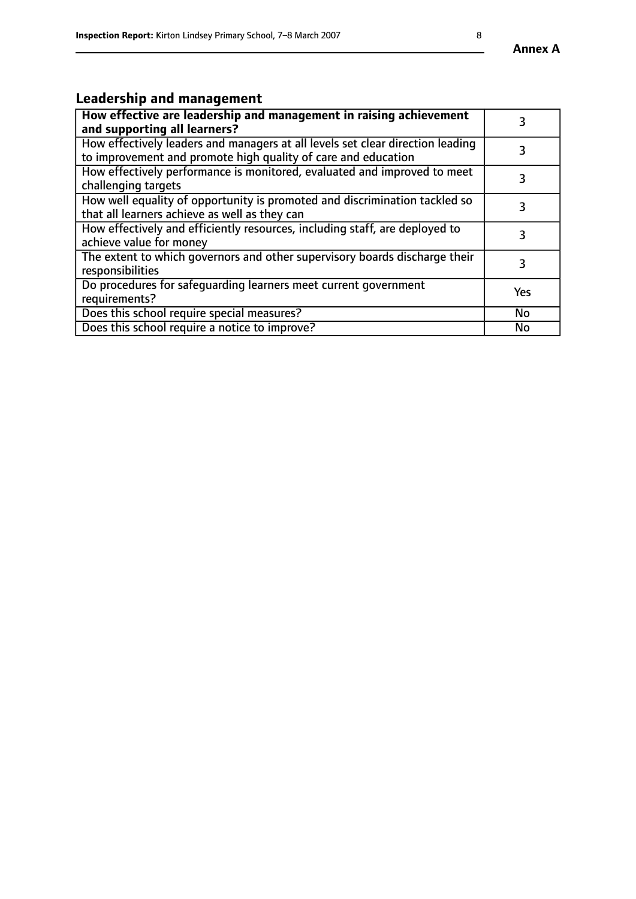## Leadership and management

| How effective are leadership and management in raising achievement and supporting all learners? | 3 |
|---|---|
| How effectively leaders and managers at all levels set clear direction leading to improvement and promote high quality of care and education | 3 |
| How effectively performance is monitored, evaluated and improved to meet challenging targets | 3 |
| How well equality of opportunity is promoted and discrimination tackled so that all learners achieve as well as they can | 3 |
| How effectively and efficiently resources, including staff, are deployed to achieve value for money | 3 |
| The extent to which governors and other supervisory boards discharge their responsibilities | 3 |
| Do procedures for safeguarding learners meet current government requirements? | Yes |
| Does this school require special measures? | No |
| Does this school require a notice to improve? | No |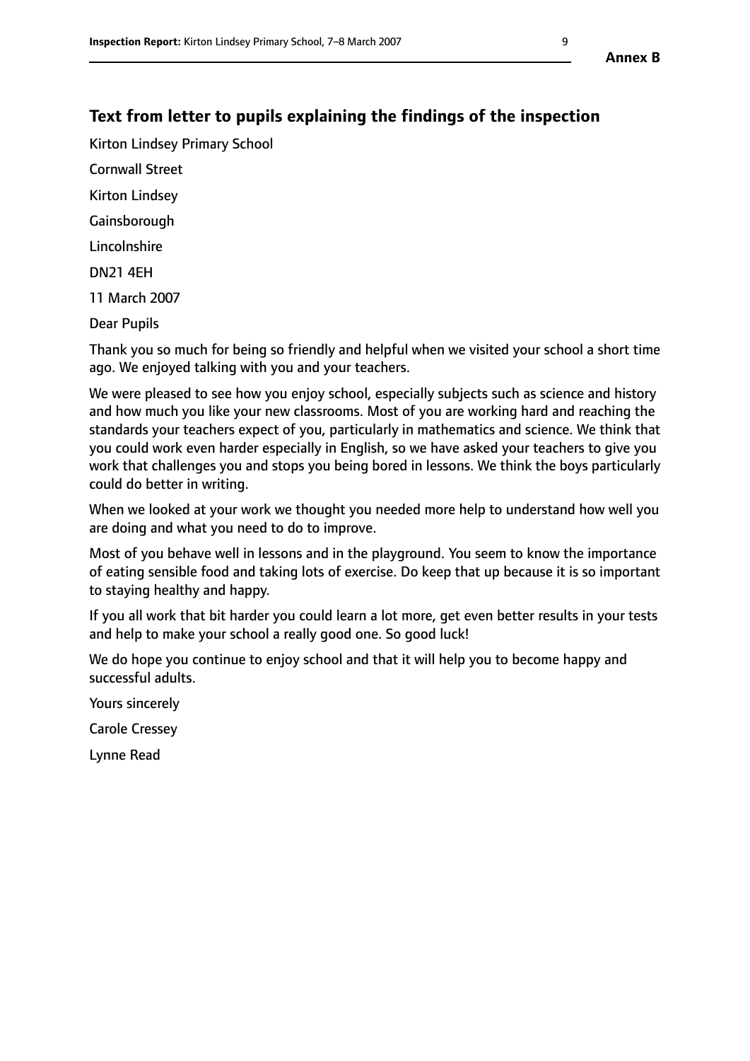## Text from letter to pupils explaining the findings of the inspection

Kirton Lindsey Primary School

Cornwall Street

Kirton Lindsey

Gainsborough

Lincolnshire

DN21 4EH

11 March 2007

Dear Pupils

Thank you so much for being so friendly and helpful when we visited your school a short time ago. We enjoyed talking with you and your teachers.

We were pleased to see how you enjoy school, especially subjects such as science and history and how much you like your new classrooms. Most of you are working hard and reaching the standards your teachers expect of you, particularly in mathematics and science. We think that you could work even harder especially in English, so we have asked your teachers to give you work that challenges you and stops you being bored in lessons. We think the boys particularly could do better in writing.

When we looked at your work we thought you needed more help to understand how well you are doing and what you need to do to improve.

Most of you behave well in lessons and in the playground. You seem to know the importance of eating sensible food and taking lots of exercise. Do keep that up because it is so important to staying healthy and happy.

If you all work that bit harder you could learn a lot more, get even better results in your tests and help to make your school a really good one. So good luck!

We do hope you continue to enjoy school and that it will help you to become happy and successful adults.

Yours sincerely

Carole Cressey

Lynne Read